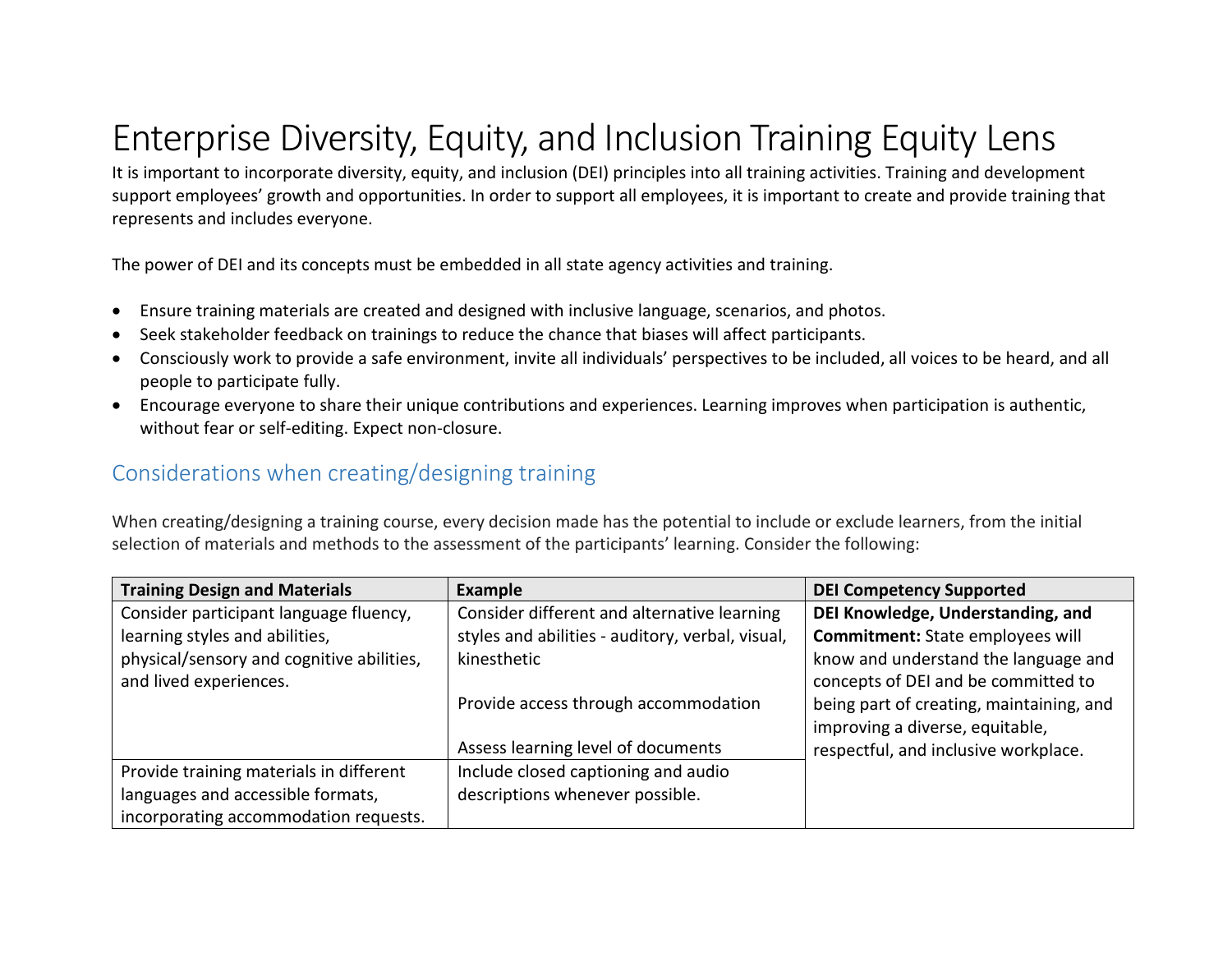# Enterprise Diversity, Equity, and Inclusion Training Equity Lens

It is important to incorporate diversity, equity, and inclusion (DEI) principles into all training activities. Training and development support employees' growth and opportunities. In order to support all employees, it is important to create and provide training that represents and includes everyone.

The power of DEI and its concepts must be embedded in all state agency activities and training.

- Ensure training materials are created and designed with inclusive language, scenarios, and photos.
- Seek stakeholder feedback on trainings to reduce the chance that biases will affect participants.
- Consciously work to provide a safe environment, invite all individuals' perspectives to be included, all voices to be heard, and all people to participate fully.
- Encourage everyone to share their unique contributions and experiences. Learning improves when participation is authentic, without fear or self-editing. Expect non-closure.

## Considerations when creating/designing training

When creating/designing a training course, every decision made has the potential to include or exclude learners, from the initial selection of materials and methods to the assessment of the participants' learning. Consider the following:

| Training Design and Materials | Example | DEI Competency Supported |
|---|---|---|
| Consider participant language fluency, learning styles and abilities, physical/sensory and cognitive abilities, and lived experiences. | Consider different and alternative learning styles and abilities - auditory, verbal, visual, kinesthetic<br><br>Provide access through accommodation<br><br>Assess learning level of documents | **DEI Knowledge, Understanding, and Commitment:** State employees will know and understand the language and concepts of DEI and be committed to being part of creating, maintaining, and improving a diverse, equitable, respectful, and inclusive workplace. |
| Provide training materials in different languages and accessible formats, incorporating accommodation requests. | Include closed captioning and audio descriptions whenever possible. | |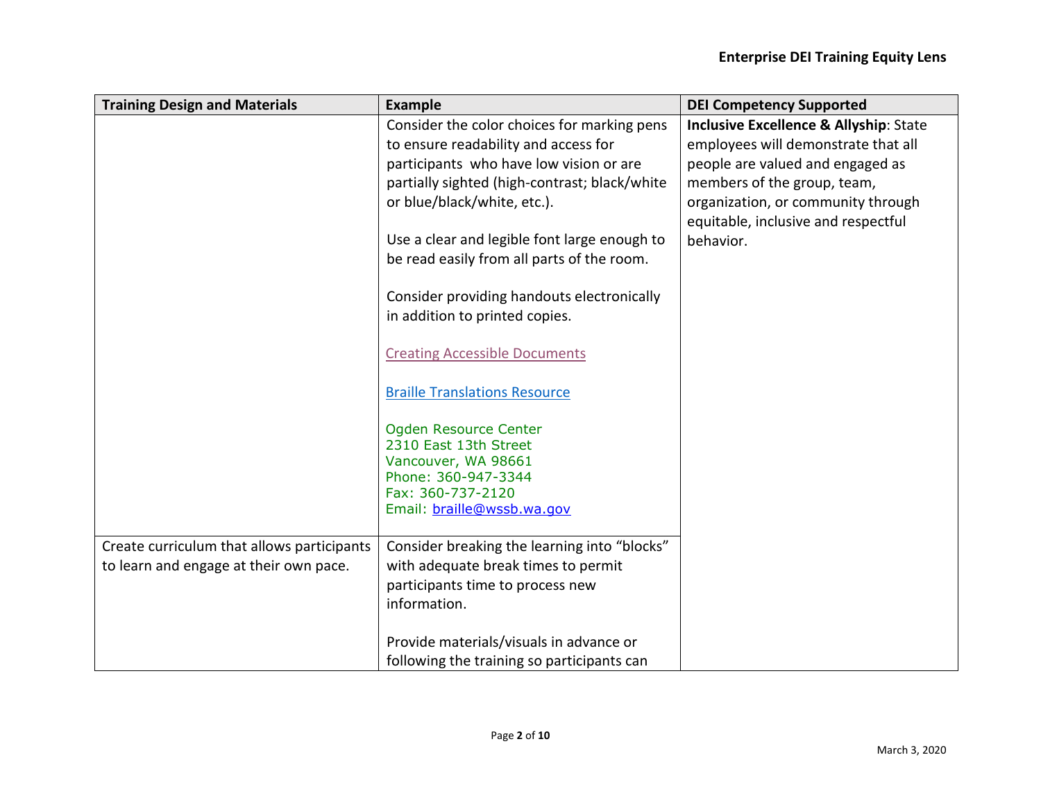| Training Design and Materials | Example | DEI Competency Supported |
| --- | --- | --- |
| | Consider the color choices for marking pens to ensure readability and access for participants who have low vision or are partially sighted (high-contrast; black/white or blue/black/white, etc.).<br><br>Use a clear and legible font large enough to be read easily from all parts of the room.<br><br>Consider providing handouts electronically in addition to printed copies.<br><br>Creating Accessible Documents<br><br>Braille Translations Resource<br><br>Ogden Resource Center<br>2310 East 13th Street<br>Vancouver, WA 98661<br>Phone: 360-947-3344<br>Fax: 360-737-2120<br>Email: braille@wssb.wa.gov | **Inclusive Excellence & Allyship**: State employees will demonstrate that all people are valued and engaged as members of the group, team, organization, or community through equitable, inclusive and respectful behavior. |
| Create curriculum that allows participants to learn and engage at their own pace. | Consider breaking the learning into "blocks" with adequate break times to permit participants time to process new information.<br><br>Provide materials/visuals in advance or following the training so participants can | |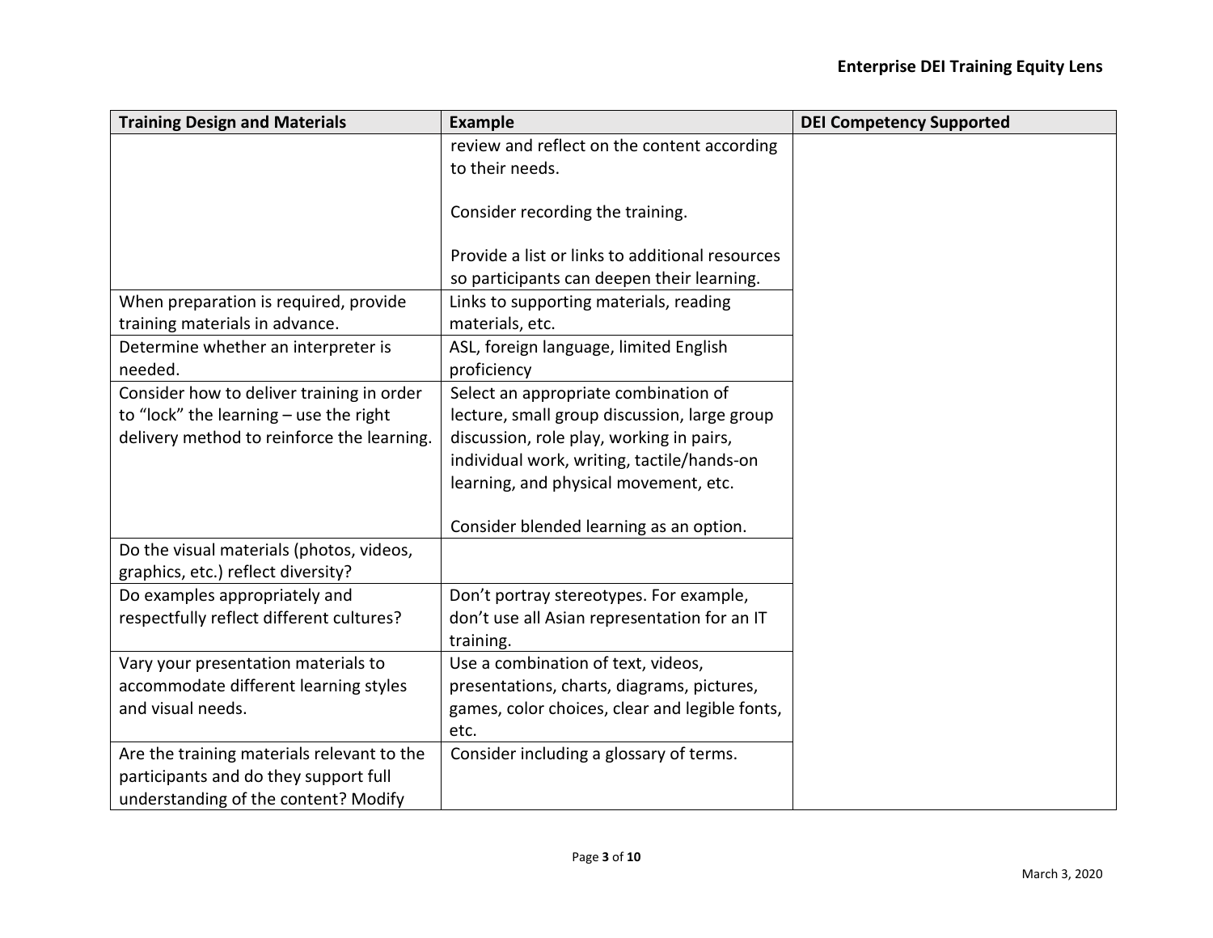| Training Design and Materials | Example | DEI Competency Supported |
| --- | --- | --- |
| | review and reflect on the content according to their needs.<br><br>Consider recording the training.<br><br>Provide a list or links to additional resources so participants can deepen their learning. | |
| When preparation is required, provide training materials in advance. | Links to supporting materials, reading materials, etc. | |
| Determine whether an interpreter is needed. | ASL, foreign language, limited English proficiency | |
| Consider how to deliver training in order to "lock" the learning – use the right delivery method to reinforce the learning. | Select an appropriate combination of lecture, small group discussion, large group discussion, role play, working in pairs, individual work, writing, tactile/hands-on learning, and physical movement, etc.<br><br>Consider blended learning as an option. | |
| Do the visual materials (photos, videos, graphics, etc.) reflect diversity? | | |
| Do examples appropriately and respectfully reflect different cultures? | Don't portray stereotypes. For example, don't use all Asian representation for an IT training. | |
| Vary your presentation materials to accommodate different learning styles and visual needs. | Use a combination of text, videos, presentations, charts, diagrams, pictures, games, color choices, clear and legible fonts, etc. | |
| Are the training materials relevant to the participants and do they support full understanding of the content? Modify | Consider including a glossary of terms. | |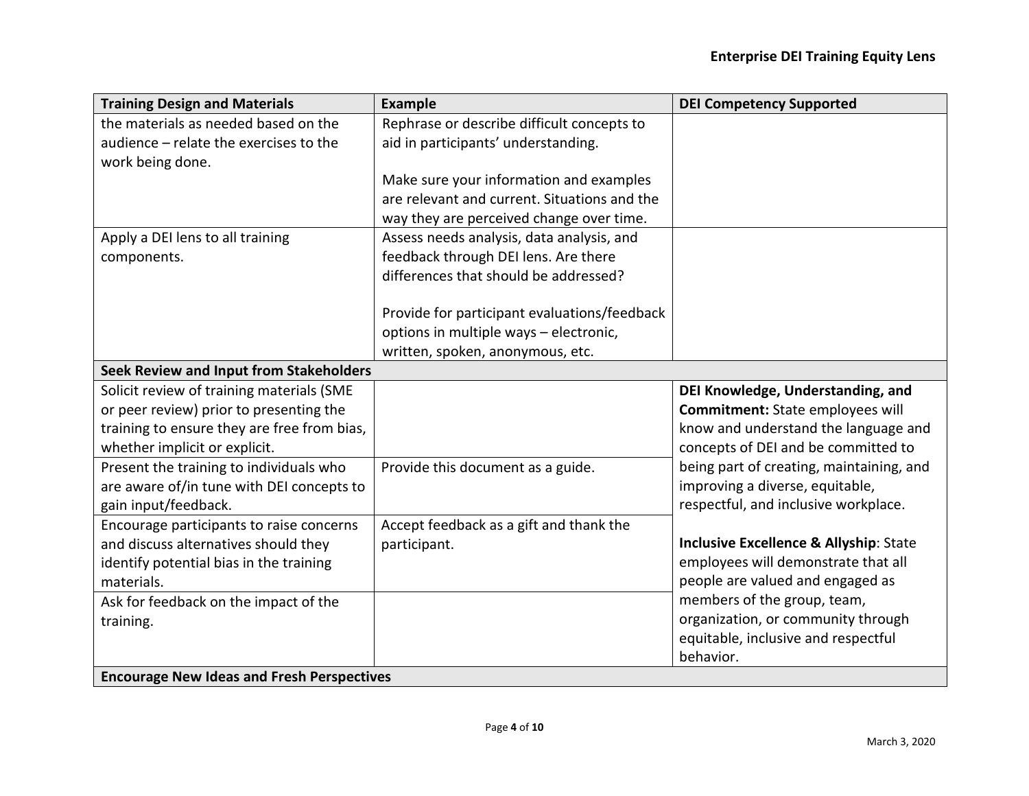| Training Design and Materials | Example | DEI Competency Supported |
|---|---|---|
| the materials as needed based on the audience – relate the exercises to the work being done. | Rephrase or describe difficult concepts to aid in participants' understanding.<br><br>Make sure your information and examples are relevant and current. Situations and the way they are perceived change over time. | |
| Apply a DEI lens to all training components. | Assess needs analysis, data analysis, and feedback through DEI lens. Are there differences that should be addressed?<br><br>Provide for participant evaluations/feedback options in multiple ways – electronic, written, spoken, anonymous, etc. | |
| **Seek Review and Input from Stakeholders** | | |
| Solicit review of training materials (SME or peer review) prior to presenting the training to ensure they are free from bias, whether implicit or explicit. | | **DEI Knowledge, Understanding, and Commitment:** State employees will know and understand the language and concepts of DEI and be committed to being part of creating, maintaining, and improving a diverse, equitable, respectful, and inclusive workplace.<br><br>**Inclusive Excellence & Allyship**: State employees will demonstrate that all people are valued and engaged as members of the group, team, organization, or community through equitable, inclusive and respectful behavior. |
| Present the training to individuals who are aware of/in tune with DEI concepts to gain input/feedback. | Provide this document as a guide. | |
| Encourage participants to raise concerns and discuss alternatives should they identify potential bias in the training materials. | Accept feedback as a gift and thank the participant. | |
| Ask for feedback on the impact of the training. | | |
| **Encourage New Ideas and Fresh Perspectives** | | |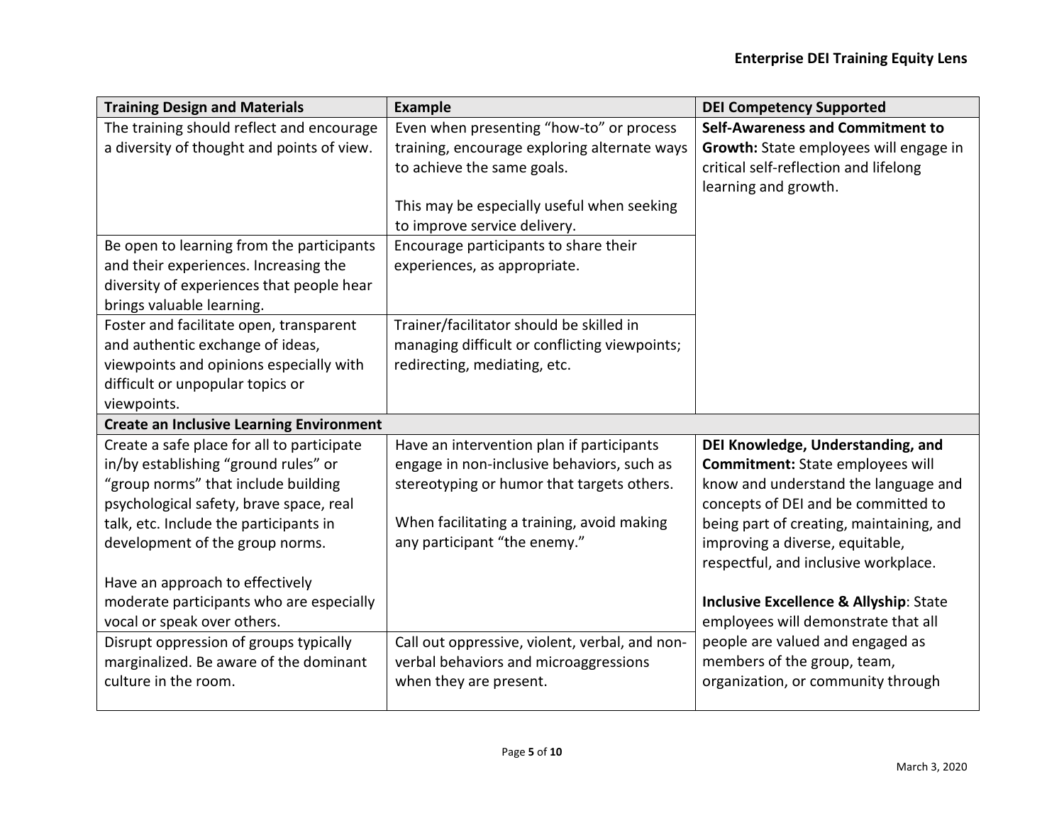| Training Design and Materials | Example | DEI Competency Supported |
|---|---|---|
| The training should reflect and encourage a diversity of thought and points of view. | Even when presenting "how-to" or process training, encourage exploring alternate ways to achieve the same goals.<br><br>This may be especially useful when seeking to improve service delivery. | **Self-Awareness and Commitment to Growth:** State employees will engage in critical self-reflection and lifelong learning and growth. |
| Be open to learning from the participants and their experiences. Increasing the diversity of experiences that people hear brings valuable learning. | Encourage participants to share their experiences, as appropriate. | |
| Foster and facilitate open, transparent and authentic exchange of ideas, viewpoints and opinions especially with difficult or unpopular topics or viewpoints. | Trainer/facilitator should be skilled in managing difficult or conflicting viewpoints; redirecting, mediating, etc. | |
| **Create an Inclusive Learning Environment** | | |
| Create a safe place for all to participate in/by establishing "ground rules" or "group norms" that include building psychological safety, brave space, real talk, etc. Include the participants in development of the group norms.<br><br>Have an approach to effectively moderate participants who are especially vocal or speak over others. | Have an intervention plan if participants engage in non-inclusive behaviors, such as stereotyping or humor that targets others.<br><br>When facilitating a training, avoid making any participant "the enemy." | **DEI Knowledge, Understanding, and Commitment:** State employees will know and understand the language and concepts of DEI and be committed to being part of creating, maintaining, and improving a diverse, equitable, respectful, and inclusive workplace.<br><br>**Inclusive Excellence & Allyship**: State employees will demonstrate that all people are valued and engaged as members of the group, team, organization, or community through |
| Disrupt oppression of groups typically marginalized. Be aware of the dominant culture in the room. | Call out oppressive, violent, verbal, and non-verbal behaviors and microaggressions when they are present. | |

March 3, 2020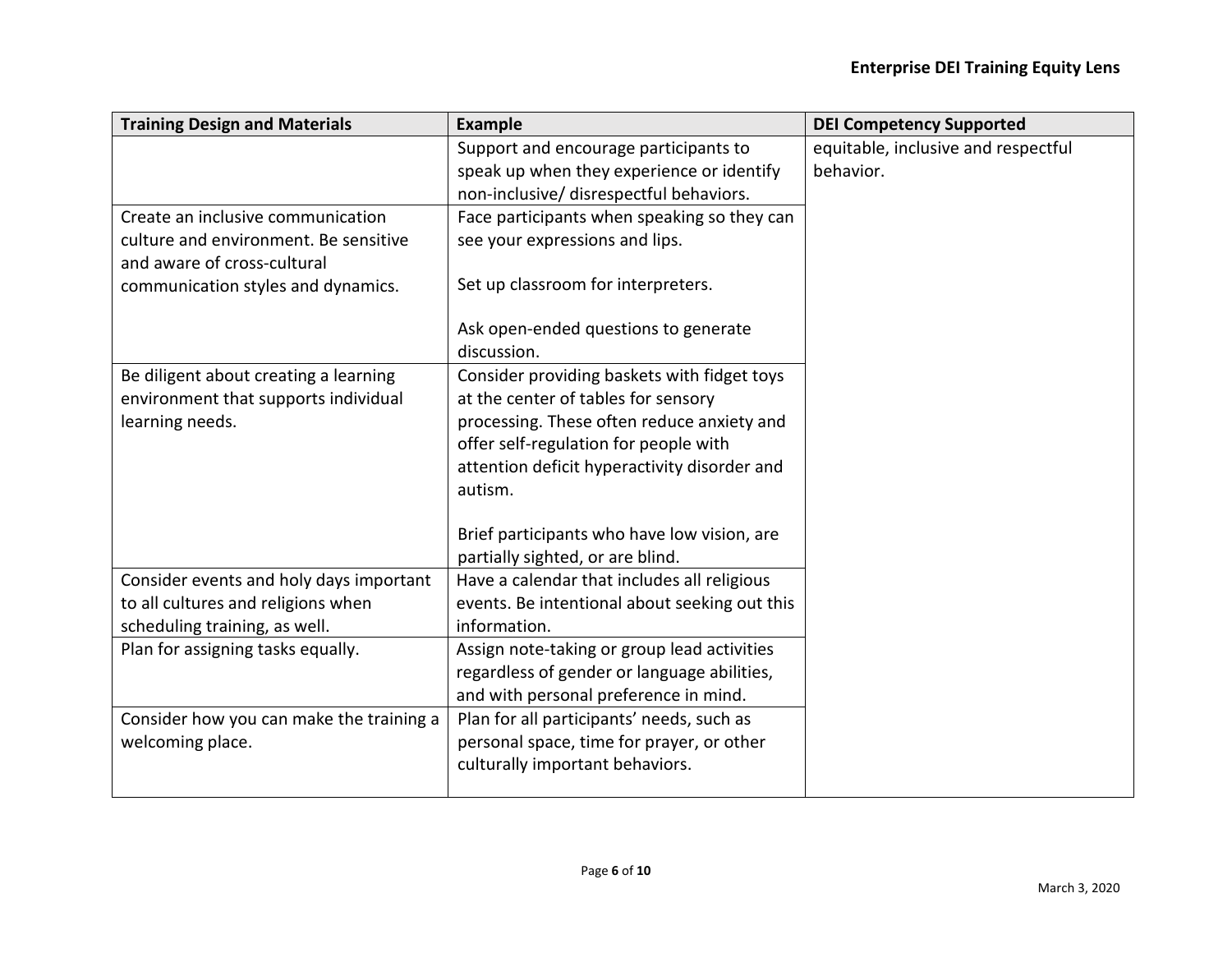| Training Design and Materials | Example | DEI Competency Supported |
|---|---|---|
| | Support and encourage participants to speak up when they experience or identify non-inclusive/ disrespectful behaviors. | equitable, inclusive and respectful behavior. |
| Create an inclusive communication culture and environment. Be sensitive and aware of cross-cultural communication styles and dynamics. | Face participants when speaking so they can see your expressions and lips.<br><br>Set up classroom for interpreters.<br><br>Ask open-ended questions to generate discussion. | |
| Be diligent about creating a learning environment that supports individual learning needs. | Consider providing baskets with fidget toys at the center of tables for sensory processing. These often reduce anxiety and offer self-regulation for people with attention deficit hyperactivity disorder and autism.<br><br>Brief participants who have low vision, are partially sighted, or are blind. | |
| Consider events and holy days important to all cultures and religions when scheduling training, as well. | Have a calendar that includes all religious events. Be intentional about seeking out this information. | |
| Plan for assigning tasks equally. | Assign note-taking or group lead activities regardless of gender or language abilities, and with personal preference in mind. | |
| Consider how you can make the training a welcoming place. | Plan for all participants' needs, such as personal space, time for prayer, or other culturally important behaviors. | |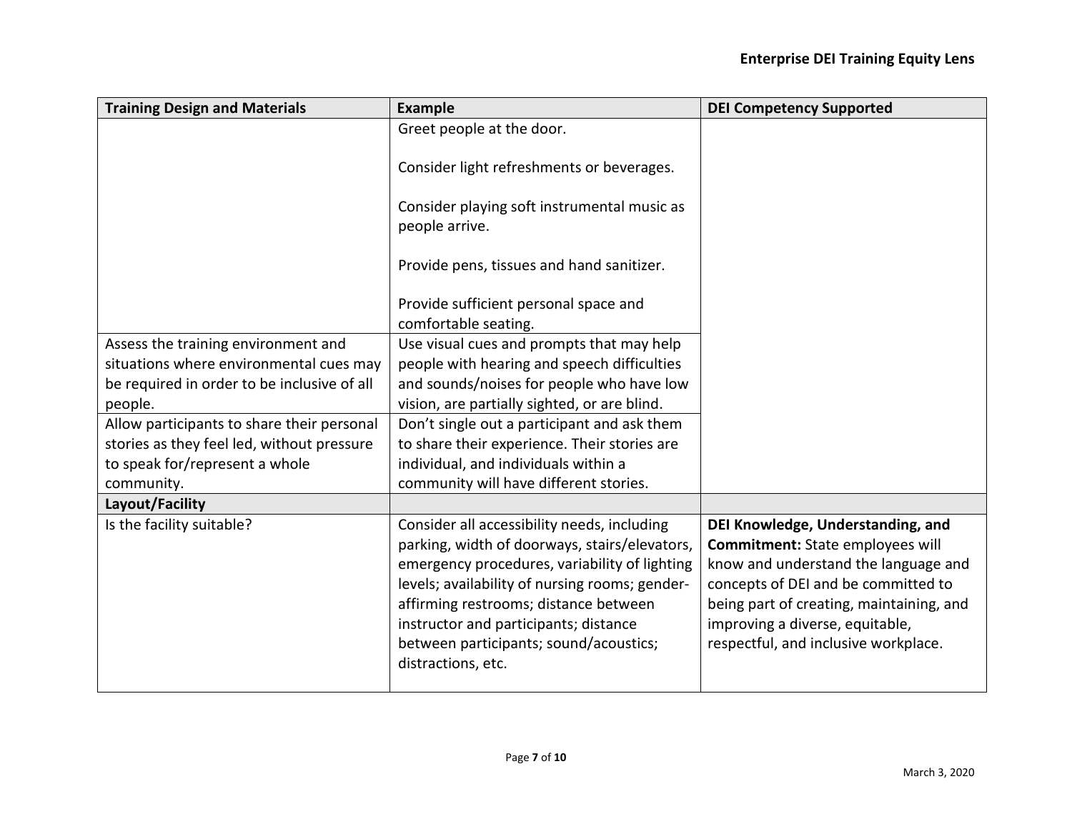| Training Design and Materials | Example | DEI Competency Supported |
| --- | --- | --- |
| | Greet people at the door.<br><br>Consider light refreshments or beverages.<br><br>Consider playing soft instrumental music as people arrive.<br><br>Provide pens, tissues and hand sanitizer.<br><br>Provide sufficient personal space and comfortable seating. | |
| Assess the training environment and situations where environmental cues may be required in order to be inclusive of all people. | Use visual cues and prompts that may help people with hearing and speech difficulties and sounds/noises for people who have low vision, are partially sighted, or are blind. | |
| Allow participants to share their personal stories as they feel led, without pressure to speak for/represent a whole community. | Don't single out a participant and ask them to share their experience. Their stories are individual, and individuals within a community will have different stories. | |
| **Layout/Facility** | | |
| Is the facility suitable? | Consider all accessibility needs, including parking, width of doorways, stairs/elevators, emergency procedures, variability of lighting levels; availability of nursing rooms; gender-affirming restrooms; distance between instructor and participants; distance between participants; sound/acoustics; distractions, etc. | **DEI Knowledge, Understanding, and Commitment:** State employees will know and understand the language and concepts of DEI and be committed to being part of creating, maintaining, and improving a diverse, equitable, respectful, and inclusive workplace. |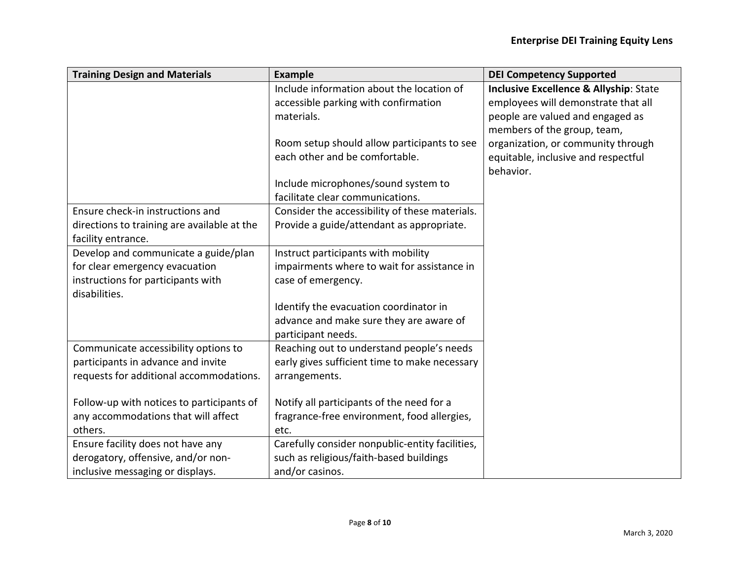| Training Design and Materials | Example | DEI Competency Supported |
| --- | --- | --- |
| | Include information about the location of accessible parking with confirmation materials.<br><br>Room setup should allow participants to see each other and be comfortable.<br><br>Include microphones/sound system to facilitate clear communications. | **Inclusive Excellence & Allyship**: State employees will demonstrate that all people are valued and engaged as members of the group, team, organization, or community through equitable, inclusive and respectful behavior. |
| Ensure check-in instructions and directions to training are available at the facility entrance. | Consider the accessibility of these materials. Provide a guide/attendant as appropriate. | |
| Develop and communicate a guide/plan for clear emergency evacuation instructions for participants with disabilities. | Instruct participants with mobility impairments where to wait for assistance in case of emergency.<br><br>Identify the evacuation coordinator in advance and make sure they are aware of participant needs. | |
| Communicate accessibility options to participants in advance and invite requests for additional accommodations.<br><br>Follow-up with notices to participants of any accommodations that will affect others. | Reaching out to understand people's needs early gives sufficient time to make necessary arrangements.<br><br>Notify all participants of the need for a fragrance-free environment, food allergies, etc. | |
| Ensure facility does not have any derogatory, offensive, and/or non-inclusive messaging or displays. | Carefully consider nonpublic-entity facilities, such as religious/faith-based buildings and/or casinos. | |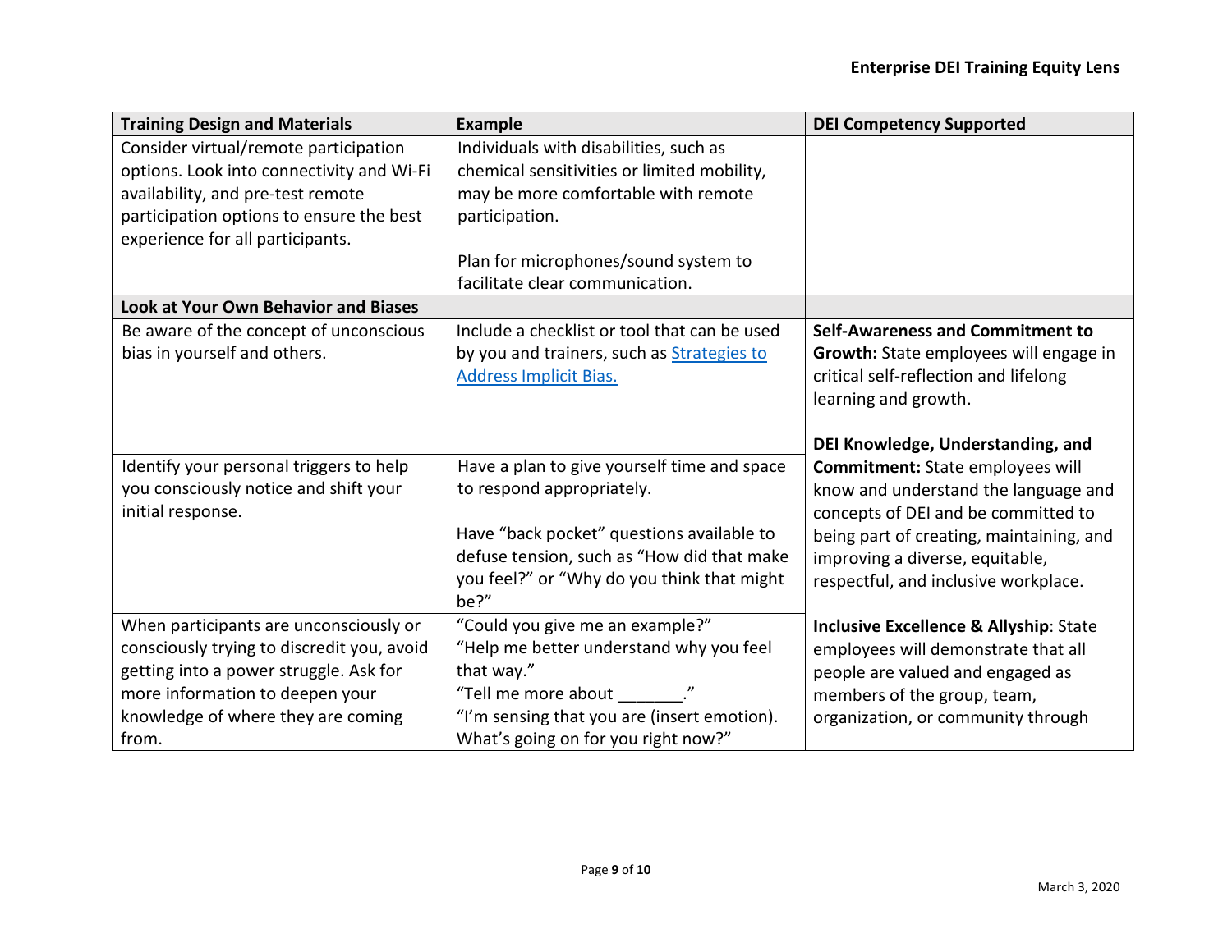| Training Design and Materials | Example | DEI Competency Supported |
|---|---|---|
| Consider virtual/remote participation options. Look into connectivity and Wi-Fi availability, and pre-test remote participation options to ensure the best experience for all participants. | Individuals with disabilities, such as chemical sensitivities or limited mobility, may be more comfortable with remote participation.<br><br>Plan for microphones/sound system to facilitate clear communication. | |
| **Look at Your Own Behavior and Biases** | | |
| Be aware of the concept of unconscious bias in yourself and others. | Include a checklist or tool that can be used by you and trainers, such as [Strategies to Address Implicit Bias.]() | **Self-Awareness and Commitment to Growth:** State employees will engage in critical self-reflection and lifelong learning and growth.<br><br>**DEI Knowledge, Understanding, and Commitment:** State employees will know and understand the language and concepts of DEI and be committed to being part of creating, maintaining, and improving a diverse, equitable, respectful, and inclusive workplace.<br><br>**Inclusive Excellence & Allyship**: State employees will demonstrate that all people are valued and engaged as members of the group, team, organization, or community through |
| Identify your personal triggers to help you consciously notice and shift your initial response. | Have a plan to give yourself time and space to respond appropriately.<br><br>Have "back pocket" questions available to defuse tension, such as "How did that make you feel?" or "Why do you think that might be?" | |
| When participants are unconsciously or consciously trying to discredit you, avoid getting into a power struggle. Ask for more information to deepen your knowledge of where they are coming from. | "Could you give me an example?"<br>"Help me better understand why you feel that way."<br>"Tell me more about _______."<br>"I'm sensing that you are (insert emotion). What's going on for you right now?" | |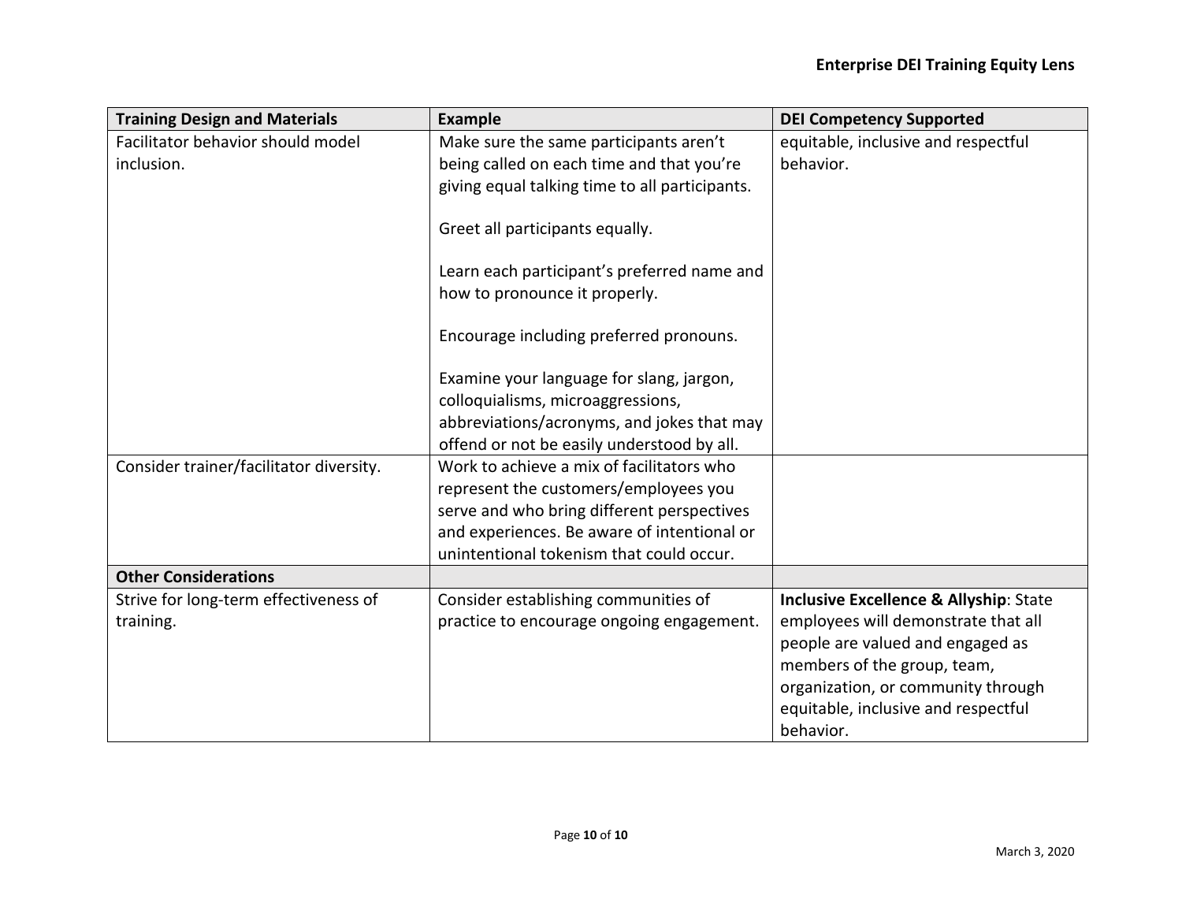| Training Design and Materials | Example | DEI Competency Supported |
|---|---|---|
| Facilitator behavior should model inclusion. | Make sure the same participants aren't being called on each time and that you're giving equal talking time to all participants.<br><br>Greet all participants equally.<br><br>Learn each participant's preferred name and how to pronounce it properly.<br><br>Encourage including preferred pronouns.<br><br>Examine your language for slang, jargon, colloquialisms, microaggressions, abbreviations/acronyms, and jokes that may offend or not be easily understood by all. | equitable, inclusive and respectful behavior. |
| Consider trainer/facilitator diversity. | Work to achieve a mix of facilitators who represent the customers/employees you serve and who bring different perspectives and experiences. Be aware of intentional or unintentional tokenism that could occur. | |
| **Other Considerations** | | |
| Strive for long-term effectiveness of training. | Consider establishing communities of practice to encourage ongoing engagement. | **Inclusive Excellence & Allyship**: State employees will demonstrate that all people are valued and engaged as members of the group, team, organization, or community through equitable, inclusive and respectful behavior. |

March 3, 2020